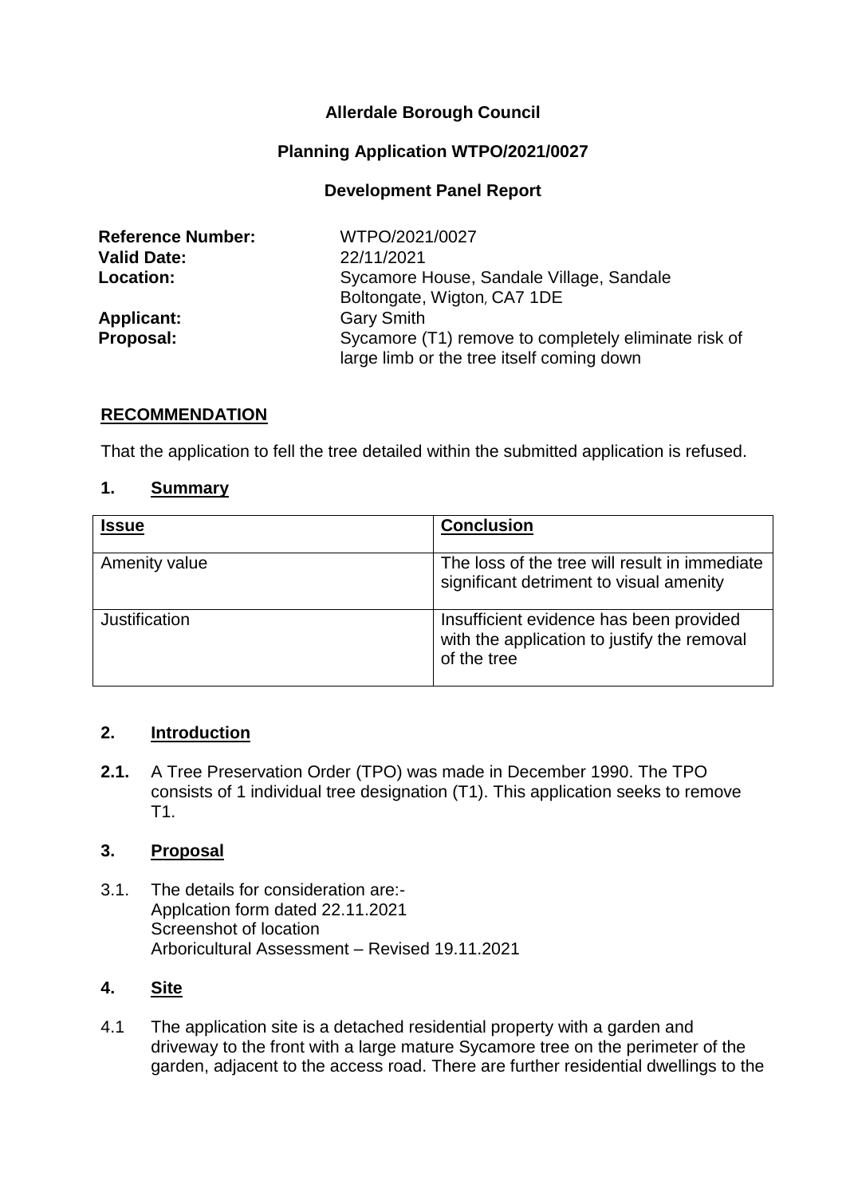**Allerdale Borough Council**

**Planning Application WTPO/2021/0027**

**Development Panel Report**

| | |
|---|---|
| **Reference Number:** | WTPO/2021/0027 |
| **Valid Date:** | 22/11/2021 |
| **Location:** | Sycamore House, Sandale Village, Sandale Boltongate, Wigton, CA7 1DE |
| **Applicant:** | Gary Smith |
| **Proposal:** | Sycamore (T1) remove to completely eliminate risk of large limb or the tree itself coming down |

## RECOMMENDATION

That the application to fell the tree detailed within the submitted application is refused.

## 1. Summary

| Issue | Conclusion |
|---|---|
| Amenity value | The loss of the tree will result in immediate significant detriment to visual amenity |
| Justification | Insufficient evidence has been provided with the application to justify the removal of the tree |

## 2. Introduction

**2.1.** A Tree Preservation Order (TPO) was made in December 1990. The TPO consists of 1 individual tree designation (T1). This application seeks to remove T1.

## 3. Proposal

3.1. The details for consideration are:-
Applcation form dated 22.11.2021
Screenshot of location
Arboricultural Assessment – Revised 19.11.2021

## 4. Site

4.1 The application site is a detached residential property with a garden and driveway to the front with a large mature Sycamore tree on the perimeter of the garden, adjacent to the access road. There are further residential dwellings to the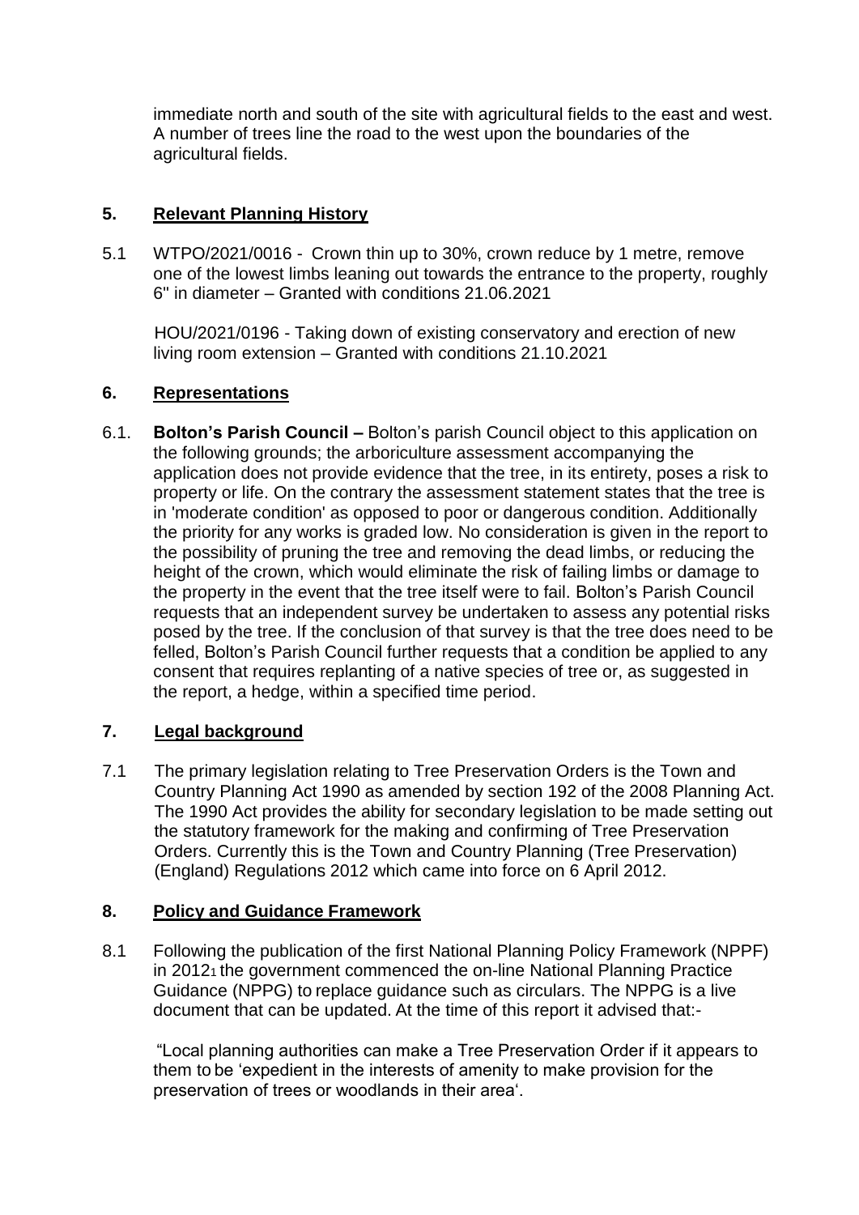immediate north and south of the site with agricultural fields to the east and west. A number of trees line the road to the west upon the boundaries of the agricultural fields.

## 5. Relevant Planning History

5.1 WTPO/2021/0016 - Crown thin up to 30%, crown reduce by 1 metre, remove one of the lowest limbs leaning out towards the entrance to the property, roughly 6" in diameter – Granted with conditions 21.06.2021

HOU/2021/0196 - Taking down of existing conservatory and erection of new living room extension – Granted with conditions 21.10.2021

## 6. Representations

6.1. **Bolton's Parish Council –** Bolton's parish Council object to this application on the following grounds; the arboriculture assessment accompanying the application does not provide evidence that the tree, in its entirety, poses a risk to property or life. On the contrary the assessment statement states that the tree is in 'moderate condition' as opposed to poor or dangerous condition. Additionally the priority for any works is graded low. No consideration is given in the report to the possibility of pruning the tree and removing the dead limbs, or reducing the height of the crown, which would eliminate the risk of failing limbs or damage to the property in the event that the tree itself were to fail. Bolton's Parish Council requests that an independent survey be undertaken to assess any potential risks posed by the tree. If the conclusion of that survey is that the tree does need to be felled, Bolton's Parish Council further requests that a condition be applied to any consent that requires replanting of a native species of tree or, as suggested in the report, a hedge, within a specified time period.

## 7. Legal background

7.1 The primary legislation relating to Tree Preservation Orders is the Town and Country Planning Act 1990 as amended by section 192 of the 2008 Planning Act. The 1990 Act provides the ability for secondary legislation to be made setting out the statutory framework for the making and confirming of Tree Preservation Orders. Currently this is the Town and Country Planning (Tree Preservation) (England) Regulations 2012 which came into force on 6 April 2012.

## 8. Policy and Guidance Framework

8.1 Following the publication of the first National Planning Policy Framework (NPPF) in 2012[1] the government commenced the on-line National Planning Practice Guidance (NPPG) to replace guidance such as circulars. The NPPG is a live document that can be updated. At the time of this report it advised that:-

"Local planning authorities can make a Tree Preservation Order if it appears to them to be 'expedient in the interests of amenity to make provision for the preservation of trees or woodlands in their area'.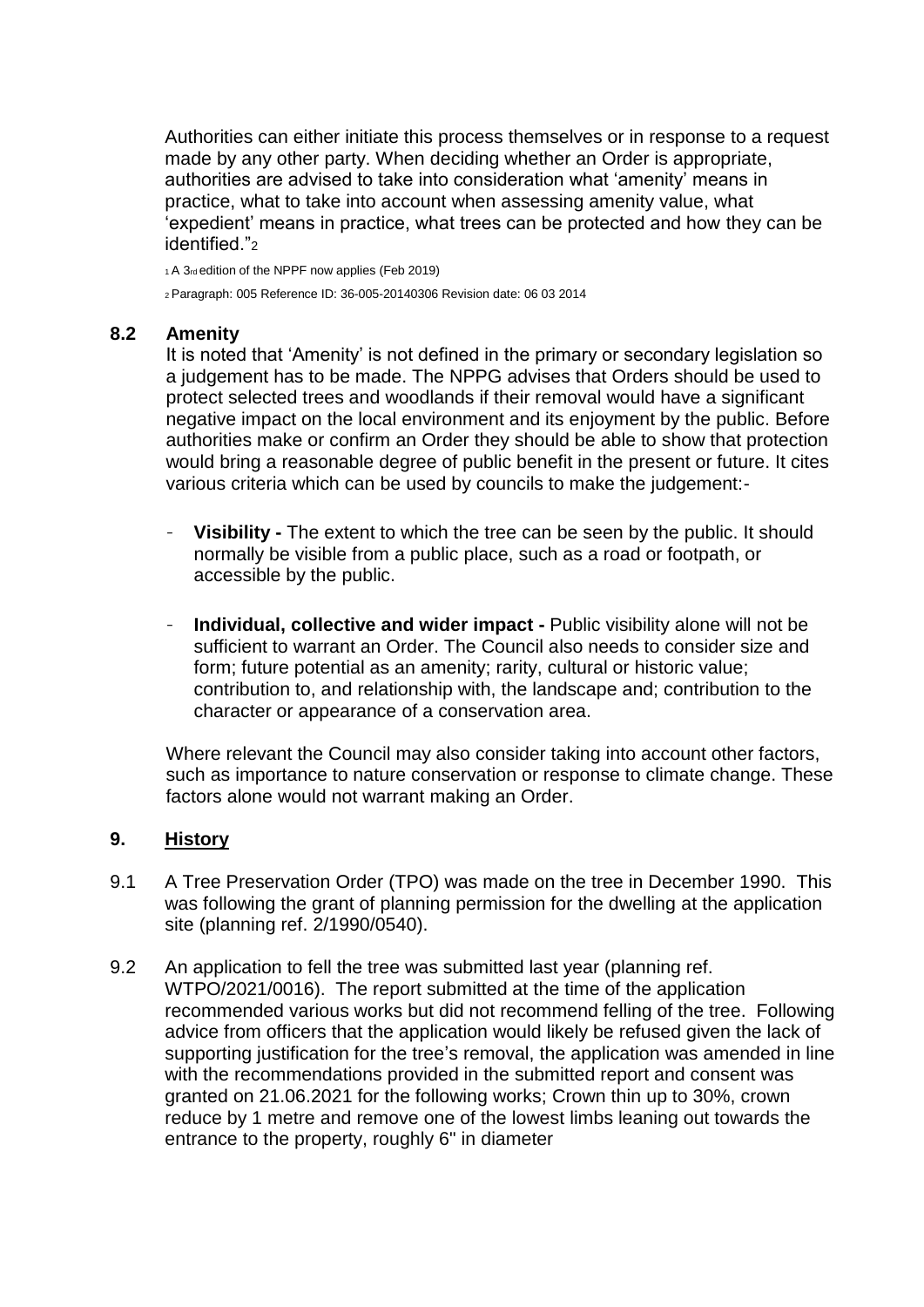Authorities can either initiate this process themselves or in response to a request made by any other party. When deciding whether an Order is appropriate, authorities are advised to take into consideration what 'amenity' means in practice, what to take into account when assessing amenity value, what 'expedient' means in practice, what trees can be protected and how they can be identified."[2]

[1] A 3rd edition of the NPPF now applies (Feb 2019)

[2] Paragraph: 005 Reference ID: 36-005-20140306 Revision date: 06 03 2014

### 8.2 Amenity

It is noted that 'Amenity' is not defined in the primary or secondary legislation so a judgement has to be made. The NPPG advises that Orders should be used to protect selected trees and woodlands if their removal would have a significant negative impact on the local environment and its enjoyment by the public. Before authorities make or confirm an Order they should be able to show that protection would bring a reasonable degree of public benefit in the present or future. It cites various criteria which can be used by councils to make the judgement:-

- **Visibility -** The extent to which the tree can be seen by the public. It should normally be visible from a public place, such as a road or footpath, or accessible by the public.

- **Individual, collective and wider impact -** Public visibility alone will not be sufficient to warrant an Order. The Council also needs to consider size and form; future potential as an amenity; rarity, cultural or historic value; contribution to, and relationship with, the landscape and; contribution to the character or appearance of a conservation area.

Where relevant the Council may also consider taking into account other factors, such as importance to nature conservation or response to climate change. These factors alone would not warrant making an Order.

## 9. History

9.1 A Tree Preservation Order (TPO) was made on the tree in December 1990. This was following the grant of planning permission for the dwelling at the application site (planning ref. 2/1990/0540).

9.2 An application to fell the tree was submitted last year (planning ref. WTPO/2021/0016). The report submitted at the time of the application recommended various works but did not recommend felling of the tree. Following advice from officers that the application would likely be refused given the lack of supporting justification for the tree's removal, the application was amended in line with the recommendations provided in the submitted report and consent was granted on 21.06.2021 for the following works; Crown thin up to 30%, crown reduce by 1 metre and remove one of the lowest limbs leaning out towards the entrance to the property, roughly 6" in diameter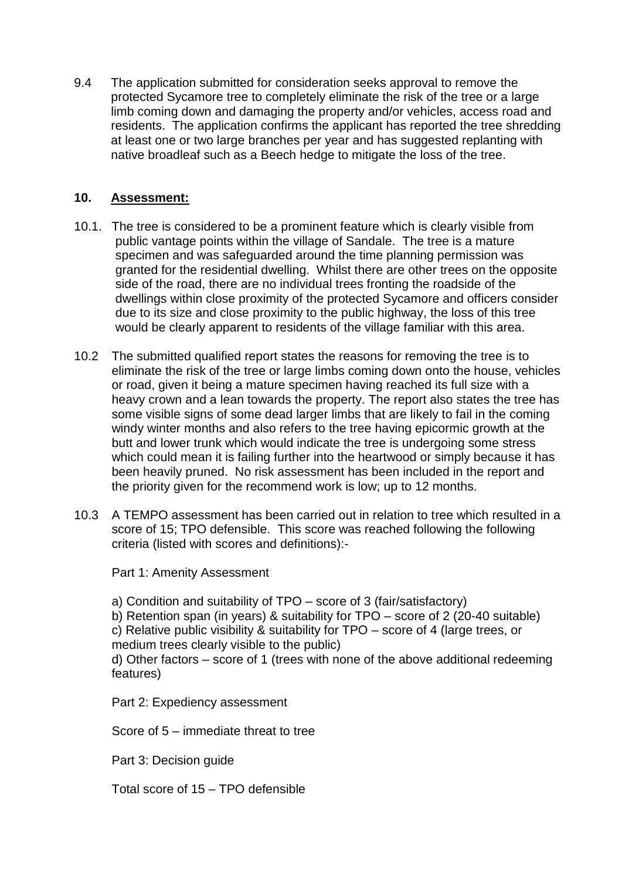9.4 The application submitted for consideration seeks approval to remove the protected Sycamore tree to completely eliminate the risk of the tree or a large limb coming down and damaging the property and/or vehicles, access road and residents. The application confirms the applicant has reported the tree shredding at least one or two large branches per year and has suggested replanting with native broadleaf such as a Beech hedge to mitigate the loss of the tree.

## 10. Assessment:

10.1. The tree is considered to be a prominent feature which is clearly visible from public vantage points within the village of Sandale. The tree is a mature specimen and was safeguarded around the time planning permission was granted for the residential dwelling. Whilst there are other trees on the opposite side of the road, there are no individual trees fronting the roadside of the dwellings within close proximity of the protected Sycamore and officers consider due to its size and close proximity to the public highway, the loss of this tree would be clearly apparent to residents of the village familiar with this area.

10.2 The submitted qualified report states the reasons for removing the tree is to eliminate the risk of the tree or large limbs coming down onto the house, vehicles or road, given it being a mature specimen having reached its full size with a heavy crown and a lean towards the property. The report also states the tree has some visible signs of some dead larger limbs that are likely to fail in the coming windy winter months and also refers to the tree having epicormic growth at the butt and lower trunk which would indicate the tree is undergoing some stress which could mean it is failing further into the heartwood or simply because it has been heavily pruned. No risk assessment has been included in the report and the priority given for the recommend work is low; up to 12 months.

10.3 A TEMPO assessment has been carried out in relation to tree which resulted in a score of 15; TPO defensible. This score was reached following the following criteria (listed with scores and definitions):-

Part 1: Amenity Assessment

a) Condition and suitability of TPO – score of 3 (fair/satisfactory)
b) Retention span (in years) & suitability for TPO – score of 2 (20-40 suitable)
c) Relative public visibility & suitability for TPO – score of 4 (large trees, or medium trees clearly visible to the public)
d) Other factors – score of 1 (trees with none of the above additional redeeming features)

Part 2: Expediency assessment

Score of 5 – immediate threat to tree

Part 3: Decision guide

Total score of 15 – TPO defensible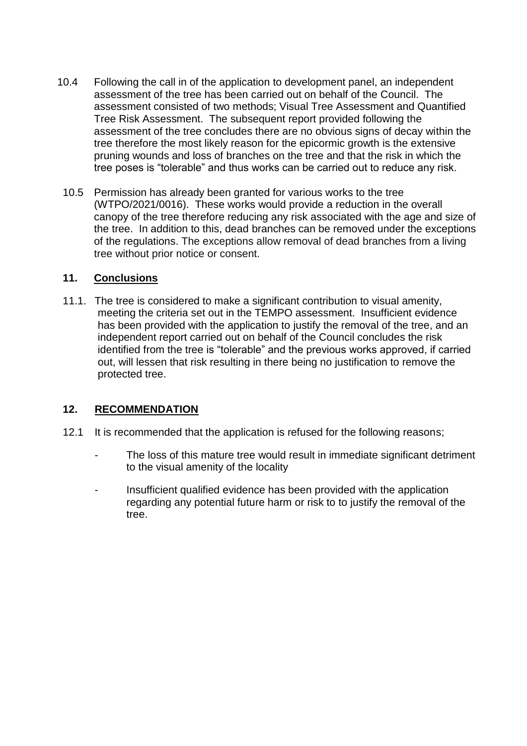10.4 Following the call in of the application to development panel, an independent assessment of the tree has been carried out on behalf of the Council. The assessment consisted of two methods; Visual Tree Assessment and Quantified Tree Risk Assessment. The subsequent report provided following the assessment of the tree concludes there are no obvious signs of decay within the tree therefore the most likely reason for the epicormic growth is the extensive pruning wounds and loss of branches on the tree and that the risk in which the tree poses is "tolerable" and thus works can be carried out to reduce any risk.

10.5 Permission has already been granted for various works to the tree (WTPO/2021/0016). These works would provide a reduction in the overall canopy of the tree therefore reducing any risk associated with the age and size of the tree. In addition to this, dead branches can be removed under the exceptions of the regulations. The exceptions allow removal of dead branches from a living tree without prior notice or consent.

## 11. Conclusions

11.1. The tree is considered to make a significant contribution to visual amenity, meeting the criteria set out in the TEMPO assessment. Insufficient evidence has been provided with the application to justify the removal of the tree, and an independent report carried out on behalf of the Council concludes the risk identified from the tree is "tolerable" and the previous works approved, if carried out, will lessen that risk resulting in there being no justification to remove the protected tree.

## 12. RECOMMENDATION

12.1 It is recommended that the application is refused for the following reasons;

- The loss of this mature tree would result in immediate significant detriment to the visual amenity of the locality
- Insufficient qualified evidence has been provided with the application regarding any potential future harm or risk to to justify the removal of the tree.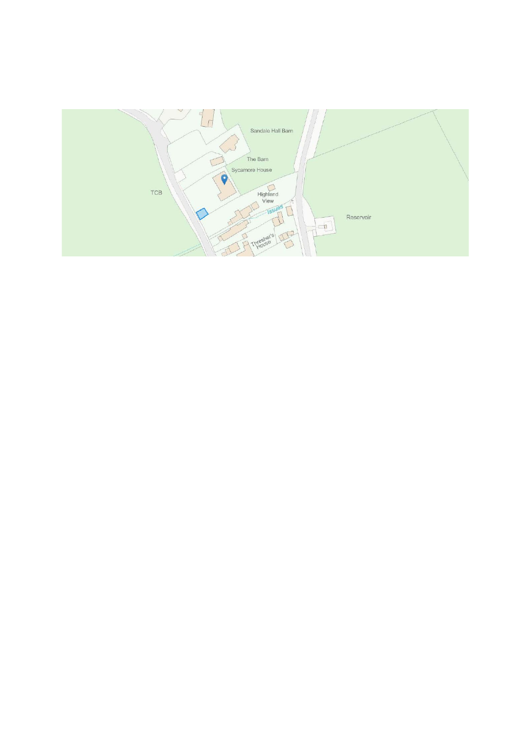Sandale Hall Barn

The Barn

Sycamore House

TCB

Highland View

Issues

Reservoir

Thresher's House